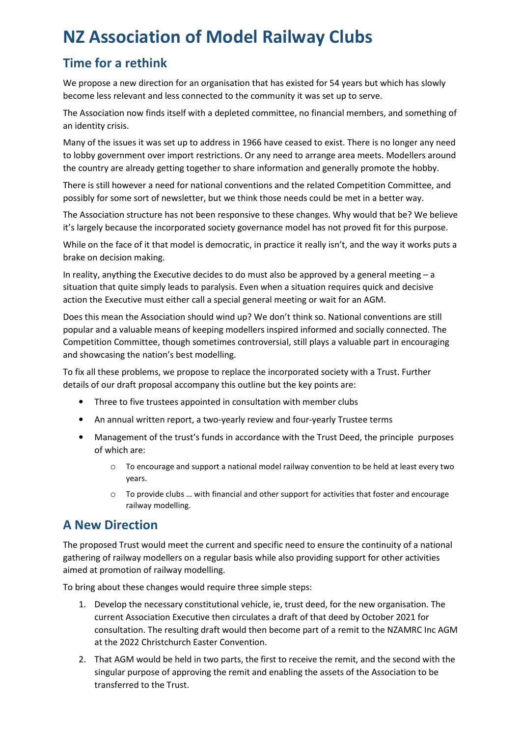# NZ Association of Model Railway Clubs

## Time for a rethink

We propose a new direction for an organisation that has existed for 54 years but which has slowly become less relevant and less connected to the community it was set up to serve.

The Association now finds itself with a depleted committee, no financial members, and something of an identity crisis.

Many of the issues it was set up to address in 1966 have ceased to exist. There is no longer any need to lobby government over import restrictions. Or any need to arrange area meets. Modellers around the country are already getting together to share information and generally promote the hobby.

There is still however a need for national conventions and the related Competition Committee, and possibly for some sort of newsletter, but we think those needs could be met in a better way.

The Association structure has not been responsive to these changes. Why would that be? We believe it's largely because the incorporated society governance model has not proved fit for this purpose.

While on the face of it that model is democratic, in practice it really isn't, and the way it works puts a brake on decision making.

In reality, anything the Executive decides to do must also be approved by a general meeting – a situation that quite simply leads to paralysis. Even when a situation requires quick and decisive action the Executive must either call a special general meeting or wait for an AGM.

Does this mean the Association should wind up? We don't think so. National conventions are still popular and a valuable means of keeping modellers inspired informed and socially connected. The Competition Committee, though sometimes controversial, still plays a valuable part in encouraging and showcasing the nation's best modelling.

To fix all these problems, we propose to replace the incorporated society with a Trust. Further details of our draft proposal accompany this outline but the key points are:

- Three to five trustees appointed in consultation with member clubs
- An annual written report, a two-yearly review and four-yearly Trustee terms
- Management of the trust's funds in accordance with the Trust Deed, the principle purposes of which are:
  - To encourage and support a national model railway convention to be held at least every two years.
  - To provide clubs … with financial and other support for activities that foster and encourage railway modelling.

## A New Direction

The proposed Trust would meet the current and specific need to ensure the continuity of a national gathering of railway modellers on a regular basis while also providing support for other activities aimed at promotion of railway modelling.

To bring about these changes would require three simple steps:

1. Develop the necessary constitutional vehicle, ie, trust deed, for the new organisation. The current Association Executive then circulates a draft of that deed by October 2021 for consultation. The resulting draft would then become part of a remit to the NZAMRC Inc AGM at the 2022 Christchurch Easter Convention.
2. That AGM would be held in two parts, the first to receive the remit, and the second with the singular purpose of approving the remit and enabling the assets of the Association to be transferred to the Trust.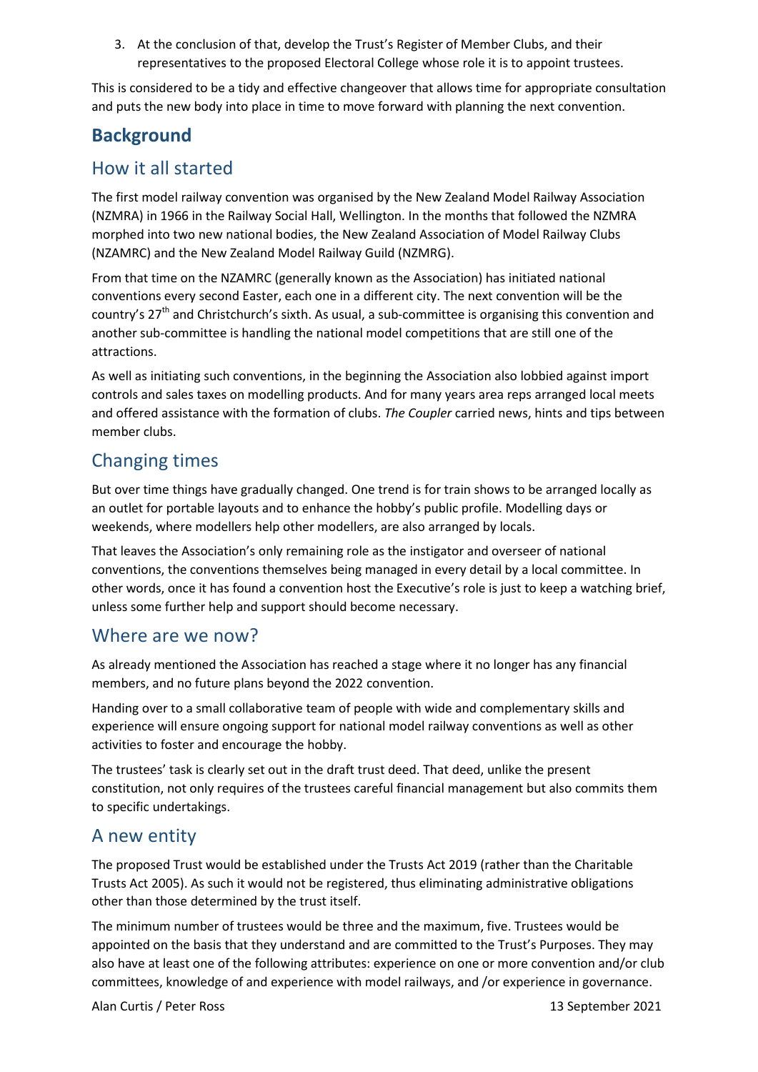3. At the conclusion of that, develop the Trust's Register of Member Clubs, and their representatives to the proposed Electoral College whose role it is to appoint trustees.

This is considered to be a tidy and effective changeover that allows time for appropriate consultation and puts the new body into place in time to move forward with planning the next convention.

## Background

### How it all started

The first model railway convention was organised by the New Zealand Model Railway Association (NZMRA) in 1966 in the Railway Social Hall, Wellington. In the months that followed the NZMRA morphed into two new national bodies, the New Zealand Association of Model Railway Clubs (NZAMRC) and the New Zealand Model Railway Guild (NZMRG).

From that time on the NZAMRC (generally known as the Association) has initiated national conventions every second Easter, each one in a different city. The next convention will be the country's 27th and Christchurch's sixth. As usual, a sub-committee is organising this convention and another sub-committee is handling the national model competitions that are still one of the attractions.

As well as initiating such conventions, in the beginning the Association also lobbied against import controls and sales taxes on modelling products. And for many years area reps arranged local meets and offered assistance with the formation of clubs. *The Coupler* carried news, hints and tips between member clubs.

### Changing times

But over time things have gradually changed. One trend is for train shows to be arranged locally as an outlet for portable layouts and to enhance the hobby's public profile. Modelling days or weekends, where modellers help other modellers, are also arranged by locals.

That leaves the Association's only remaining role as the instigator and overseer of national conventions, the conventions themselves being managed in every detail by a local committee. In other words, once it has found a convention host the Executive's role is just to keep a watching brief, unless some further help and support should become necessary.

### Where are we now?

As already mentioned the Association has reached a stage where it no longer has any financial members, and no future plans beyond the 2022 convention.

Handing over to a small collaborative team of people with wide and complementary skills and experience will ensure ongoing support for national model railway conventions as well as other activities to foster and encourage the hobby.

The trustees' task is clearly set out in the draft trust deed. That deed, unlike the present constitution, not only requires of the trustees careful financial management but also commits them to specific undertakings.

### A new entity

The proposed Trust would be established under the Trusts Act 2019 (rather than the Charitable Trusts Act 2005). As such it would not be registered, thus eliminating administrative obligations other than those determined by the trust itself.

The minimum number of trustees would be three and the maximum, five. Trustees would be appointed on the basis that they understand and are committed to the Trust's Purposes. They may also have at least one of the following attributes: experience on one or more convention and/or club committees, knowledge of and experience with model railways, and /or experience in governance.

Alan Curtis / Peter Ross 13 September 2021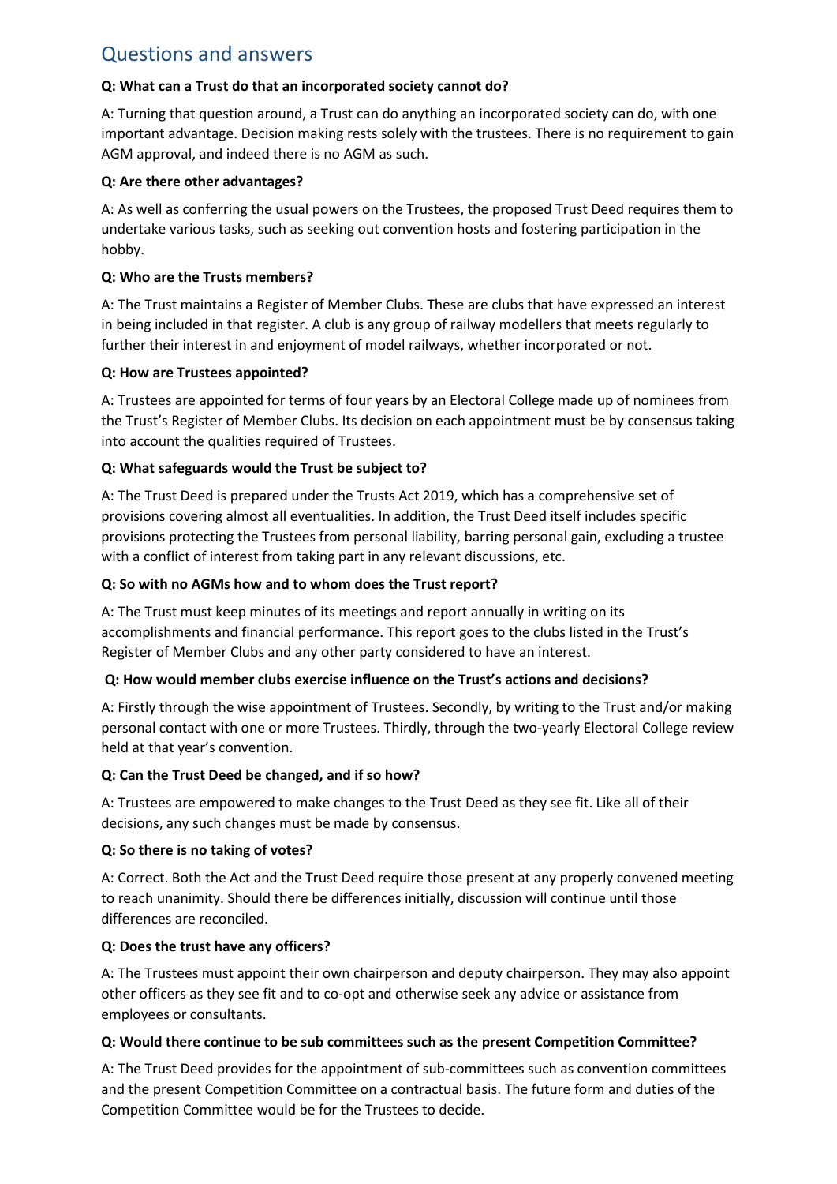## Questions and answers

**Q: What can a Trust do that an incorporated society cannot do?**

A: Turning that question around, a Trust can do anything an incorporated society can do, with one important advantage. Decision making rests solely with the trustees. There is no requirement to gain AGM approval, and indeed there is no AGM as such.

**Q: Are there other advantages?**

A: As well as conferring the usual powers on the Trustees, the proposed Trust Deed requires them to undertake various tasks, such as seeking out convention hosts and fostering participation in the hobby.

**Q: Who are the Trusts members?**

A: The Trust maintains a Register of Member Clubs. These are clubs that have expressed an interest in being included in that register. A club is any group of railway modellers that meets regularly to further their interest in and enjoyment of model railways, whether incorporated or not.

**Q: How are Trustees appointed?**

A: Trustees are appointed for terms of four years by an Electoral College made up of nominees from the Trust's Register of Member Clubs. Its decision on each appointment must be by consensus taking into account the qualities required of Trustees.

**Q: What safeguards would the Trust be subject to?**

A: The Trust Deed is prepared under the Trusts Act 2019, which has a comprehensive set of provisions covering almost all eventualities. In addition, the Trust Deed itself includes specific provisions protecting the Trustees from personal liability, barring personal gain, excluding a trustee with a conflict of interest from taking part in any relevant discussions, etc.

**Q: So with no AGMs how and to whom does the Trust report?**

A: The Trust must keep minutes of its meetings and report annually in writing on its accomplishments and financial performance. This report goes to the clubs listed in the Trust's Register of Member Clubs and any other party considered to have an interest.

**Q: How would member clubs exercise influence on the Trust's actions and decisions?**

A: Firstly through the wise appointment of Trustees. Secondly, by writing to the Trust and/or making personal contact with one or more Trustees. Thirdly, through the two-yearly Electoral College review held at that year's convention.

**Q: Can the Trust Deed be changed, and if so how?**

A: Trustees are empowered to make changes to the Trust Deed as they see fit. Like all of their decisions, any such changes must be made by consensus.

**Q: So there is no taking of votes?**

A: Correct. Both the Act and the Trust Deed require those present at any properly convened meeting to reach unanimity. Should there be differences initially, discussion will continue until those differences are reconciled.

**Q: Does the trust have any officers?**

A: The Trustees must appoint their own chairperson and deputy chairperson. They may also appoint other officers as they see fit and to co-opt and otherwise seek any advice or assistance from employees or consultants.

**Q: Would there continue to be sub committees such as the present Competition Committee?**

A: The Trust Deed provides for the appointment of sub-committees such as convention committees and the present Competition Committee on a contractual basis. The future form and duties of the Competition Committee would be for the Trustees to decide.